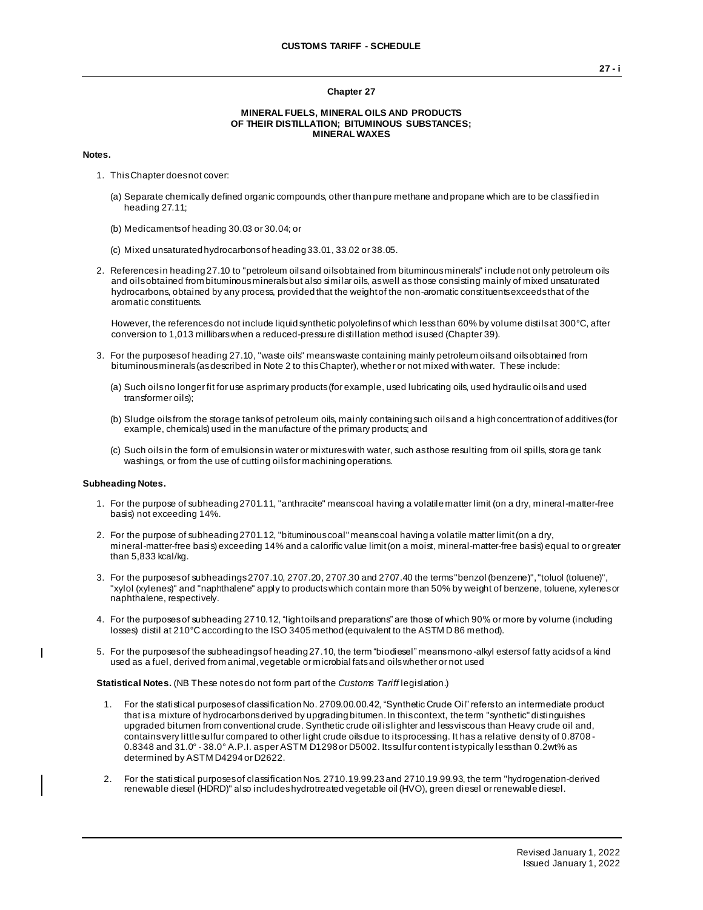## Chapter 27

### MINERAL FUELS, MINERAL OILS AND PRODUCTS OF THEIR DISTILLATION; BITUMINOUS SUBSTANCES; MINERAL WAXES

**Notes.**

1. This Chapter does not cover:

   (a) Separate chemically defined organic compounds, other than pure methane and propane which are to be classified in heading 27.11;

   (b) Medicaments of heading 30.03 or 30.04; or

   (c) Mixed unsaturated hydrocarbons of heading 33.01, 33.02 or 38.05.

2. References in heading 27.10 to "petroleum oils and oils obtained from bituminous minerals" include not only petroleum oils and oils obtained from bituminous minerals but also similar oils, as well as those consisting mainly of mixed unsaturated hydrocarbons, obtained by any process, provided that the weight of the non-aromatic constituents exceeds that of the aromatic constituents.

   However, the references do not include liquid synthetic polyolefins of which less than 60% by volume distils at 300°C, after conversion to 1,013 millibars when a reduced-pressure distillation method is used (Chapter 39).

3. For the purposes of heading 27.10, "waste oils" means waste containing mainly petroleum oils and oils obtained from bituminous minerals (as described in Note 2 to this Chapter), whether or not mixed with water. These include:

   (a) Such oils no longer fit for use as primary products (for example, used lubricating oils, used hydraulic oils and used transformer oils);

   (b) Sludge oils from the storage tanks of petroleum oils, mainly containing such oils and a high concentration of additives (for example, chemicals) used in the manufacture of the primary products; and

   (c) Such oils in the form of emulsions in water or mixtures with water, such as those resulting from oil spills, storage tank washings, or from the use of cutting oils for machining operations.

**Subheading Notes.**

1. For the purpose of subheading 2701.11, "anthracite" means coal having a volatile matter limit (on a dry, mineral-matter-free basis) not exceeding 14%.

2. For the purpose of subheading 2701.12, "bituminous coal" means coal having a volatile matter limit (on a dry, mineral-matter-free basis) exceeding 14% and a calorific value limit (on a moist, mineral-matter-free basis) equal to or greater than 5,833 kcal/kg.

3. For the purposes of subheadings 2707.10, 2707.20, 2707.30 and 2707.40 the terms "benzol (benzene)", "toluol (toluene)", "xylol (xylenes)" and "naphthalene" apply to products which contain more than 50% by weight of benzene, toluene, xylenes or naphthalene, respectively.

4. For the purposes of subheading 2710.12, "light oils and preparations" are those of which 90% or more by volume (including losses) distil at 210°C according to the ISO 3405 method (equivalent to the ASTM D 86 method).

5. For the purposes of the subheadings of heading 27.10, the term "biodiesel" means mono-alkyl esters of fatty acids of a kind used as a fuel, derived from animal, vegetable or microbial fats and oils whether or not used

**Statistical Notes.** (NB These notes do not form part of the *Customs Tariff* legislation.)

1. For the statistical purposes of classification No. 2709.00.00.42, "Synthetic Crude Oil" refers to an intermediate product that is a mixture of hydrocarbons derived by upgrading bitumen. In this context, the term "synthetic" distinguishes upgraded bitumen from conventional crude. Synthetic crude oil is lighter and less viscous than Heavy crude oil and, contains very little sulfur compared to other light crude oils due to its processing. It has a relative density of 0.8708 - 0.8348 and 31.0° - 38.0° A.P.I. as per ASTM D1298 or D5002. Its sulfur content is typically less than 0.2wt% as determined by ASTM D4294 or D2622.

2. For the statistical purposes of classification Nos. 2710.19.99.23 and 2710.19.99.93, the term "hydrogenation-derived renewable diesel (HDRD)" also includes hydrotreated vegetable oil (HVO), green diesel or renewable diesel.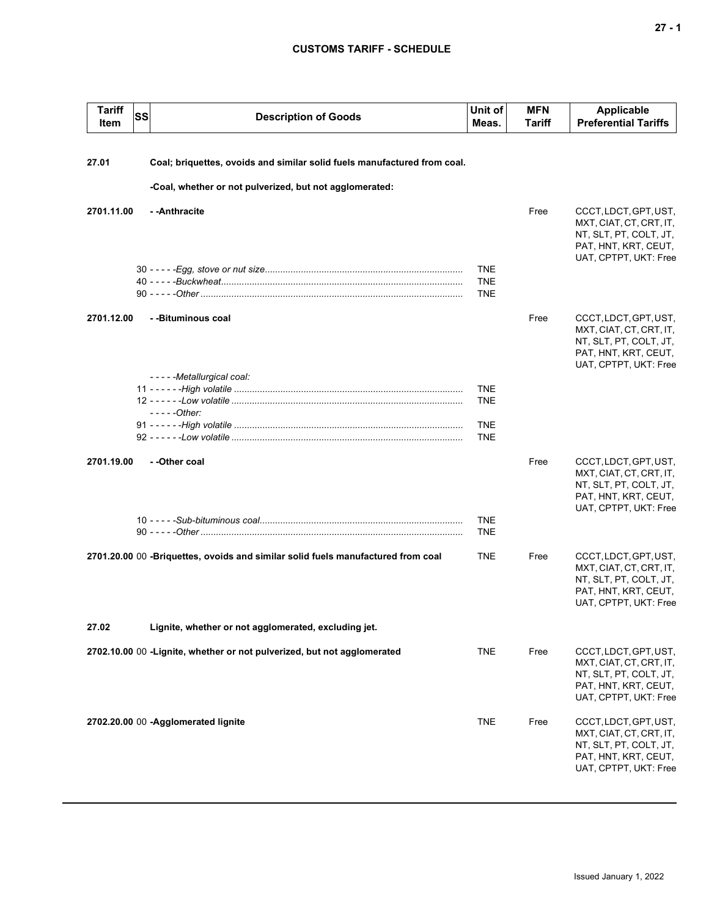## CUSTOMS TARIFF - SCHEDULE

| Tariff Item | SS | Description of Goods | Unit of Meas. | MFN Tariff | Applicable Preferential Tariffs |
|---|---|---|---|---|---|
| **27.01** | | **Coal; briquettes, ovoids and similar solid fuels manufactured from coal.** | | | |
| | | **-Coal, whether or not pulverized, but not agglomerated:** | | | |
| **2701.11.00** | | **- -Anthracite** | | Free | CCCT, LDCT, GPT, UST, MXT, CIAT, CT, CRT, IT, NT, SLT, PT, COLT, JT, PAT, HNT, KRT, CEUT, UAT, CPTPT, UKT: Free |
| | 30 | - - - - -*Egg, stove or nut size* | TNE | | |
| | 40 | - - - - -*Buckwheat* | TNE | | |
| | 90 | - - - - -*Other* | TNE | | |
| **2701.12.00** | | **- -Bituminous coal** | | Free | CCCT, LDCT, GPT, UST, MXT, CIAT, CT, CRT, IT, NT, SLT, PT, COLT, JT, PAT, HNT, KRT, CEUT, UAT, CPTPT, UKT: Free |
| | | - - - - -*Metallurgical coal:* | | | |
| | 11 | - - - - - -*High volatile* | TNE | | |
| | 12 | - - - - - -*Low volatile* | TNE | | |
| | | - - - - -*Other:* | | | |
| | 91 | - - - - - -*High volatile* | TNE | | |
| | 92 | - - - - - -*Low volatile* | TNE | | |
| **2701.19.00** | | **- -Other coal** | | Free | CCCT, LDCT, GPT, UST, MXT, CIAT, CT, CRT, IT, NT, SLT, PT, COLT, JT, PAT, HNT, KRT, CEUT, UAT, CPTPT, UKT: Free |
| | 10 | - - - - -*Sub-bituminous coal* | TNE | | |
| | 90 | - - - - -*Other* | TNE | | |
| **2701.20.00** | 00 | **-Briquettes, ovoids and similar solid fuels manufactured from coal** | TNE | Free | CCCT, LDCT, GPT, UST, MXT, CIAT, CT, CRT, IT, NT, SLT, PT, COLT, JT, PAT, HNT, KRT, CEUT, UAT, CPTPT, UKT: Free |
| **27.02** | | **Lignite, whether or not agglomerated, excluding jet.** | | | |
| **2702.10.00** | 00 | **-Lignite, whether or not pulverized, but not agglomerated** | TNE | Free | CCCT, LDCT, GPT, UST, MXT, CIAT, CT, CRT, IT, NT, SLT, PT, COLT, JT, PAT, HNT, KRT, CEUT, UAT, CPTPT, UKT: Free |
| **2702.20.00** | 00 | **-Agglomerated lignite** | TNE | Free | CCCT, LDCT, GPT, UST, MXT, CIAT, CT, CRT, IT, NT, SLT, PT, COLT, JT, PAT, HNT, KRT, CEUT, UAT, CPTPT, UKT: Free |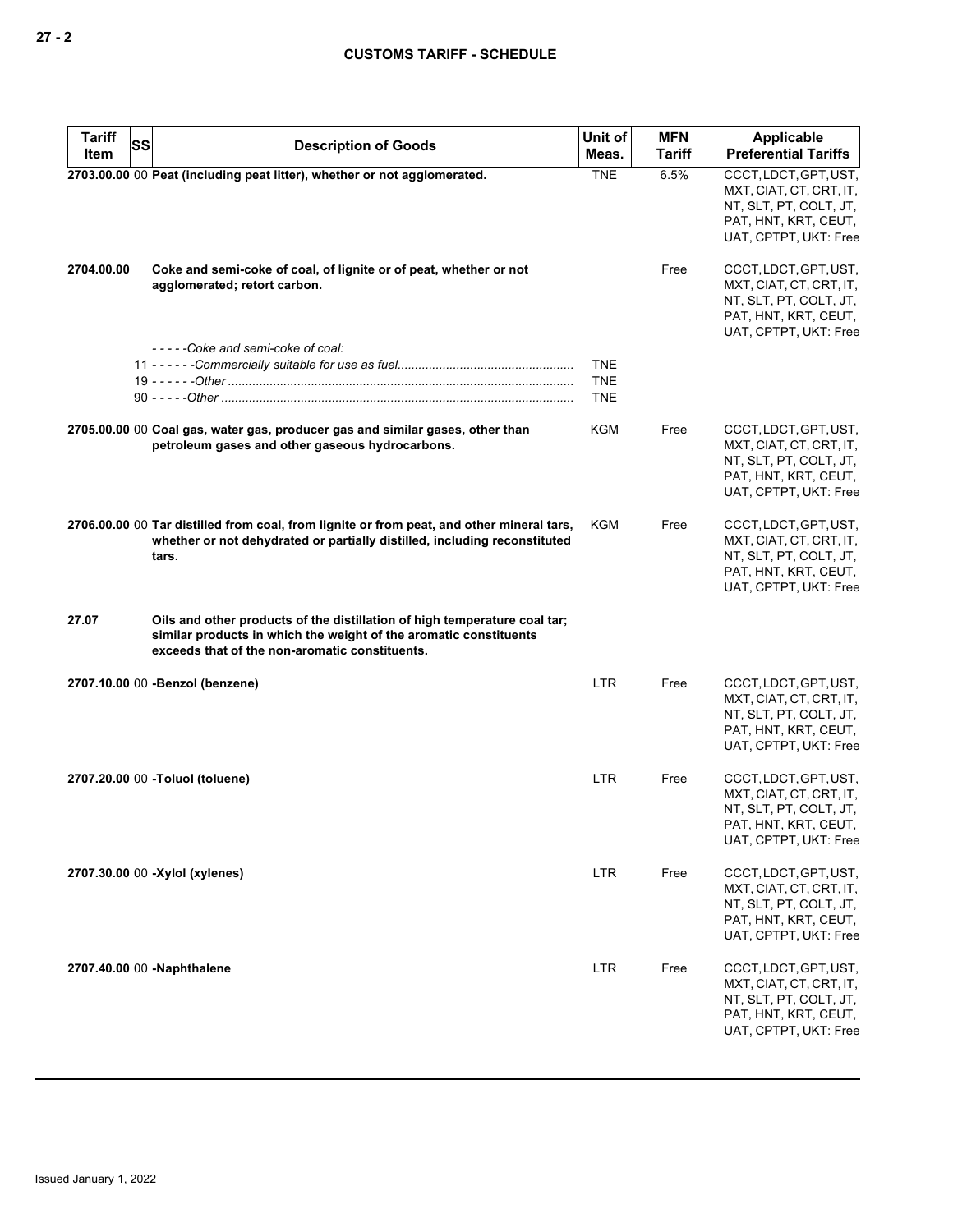| Tariff Item | SS | Description of Goods | Unit of Meas. | MFN Tariff | Applicable Preferential Tariffs |
|---|---|---|---|---|---|
| 2703.00.00 | 00 | **Peat (including peat litter), whether or not agglomerated.** | TNE | 6.5% | CCCT, LDCT, GPT, UST, MXT, CIAT, CT, CRT, IT, NT, SLT, PT, COLT, JT, PAT, HNT, KRT, CEUT, UAT, CPTPT, UKT: Free |
| 2704.00.00 | | **Coke and semi-coke of coal, of lignite or of peat, whether or not agglomerated; retort carbon.** | | Free | CCCT, LDCT, GPT, UST, MXT, CIAT, CT, CRT, IT, NT, SLT, PT, COLT, JT, PAT, HNT, KRT, CEUT, UAT, CPTPT, UKT: Free |
| | | - - - - -*Coke and semi-coke of coal:* | | | |
| | 11 | - - - - - -*Commercially suitable for use as fuel* | TNE | | |
| | 19 | - - - - - -*Other* | TNE | | |
| | 90 | - - - - -*Other* | TNE | | |
| 2705.00.00 | 00 | **Coal gas, water gas, producer gas and similar gases, other than petroleum gases and other gaseous hydrocarbons.** | KGM | Free | CCCT, LDCT, GPT, UST, MXT, CIAT, CT, CRT, IT, NT, SLT, PT, COLT, JT, PAT, HNT, KRT, CEUT, UAT, CPTPT, UKT: Free |
| 2706.00.00 | 00 | **Tar distilled from coal, from lignite or from peat, and other mineral tars, whether or not dehydrated or partially distilled, including reconstituted tars.** | KGM | Free | CCCT, LDCT, GPT, UST, MXT, CIAT, CT, CRT, IT, NT, SLT, PT, COLT, JT, PAT, HNT, KRT, CEUT, UAT, CPTPT, UKT: Free |
| 27.07 | | **Oils and other products of the distillation of high temperature coal tar; similar products in which the weight of the aromatic constituents exceeds that of the non-aromatic constituents.** | | | |
| 2707.10.00 | 00 | **-Benzol (benzene)** | LTR | Free | CCCT, LDCT, GPT, UST, MXT, CIAT, CT, CRT, IT, NT, SLT, PT, COLT, JT, PAT, HNT, KRT, CEUT, UAT, CPTPT, UKT: Free |
| 2707.20.00 | 00 | **-Toluol (toluene)** | LTR | Free | CCCT, LDCT, GPT, UST, MXT, CIAT, CT, CRT, IT, NT, SLT, PT, COLT, JT, PAT, HNT, KRT, CEUT, UAT, CPTPT, UKT: Free |
| 2707.30.00 | 00 | **-Xylol (xylenes)** | LTR | Free | CCCT, LDCT, GPT, UST, MXT, CIAT, CT, CRT, IT, NT, SLT, PT, COLT, JT, PAT, HNT, KRT, CEUT, UAT, CPTPT, UKT: Free |
| 2707.40.00 | 00 | **-Naphthalene** | LTR | Free | CCCT, LDCT, GPT, UST, MXT, CIAT, CT, CRT, IT, NT, SLT, PT, COLT, JT, PAT, HNT, KRT, CEUT, UAT, CPTPT, UKT: Free |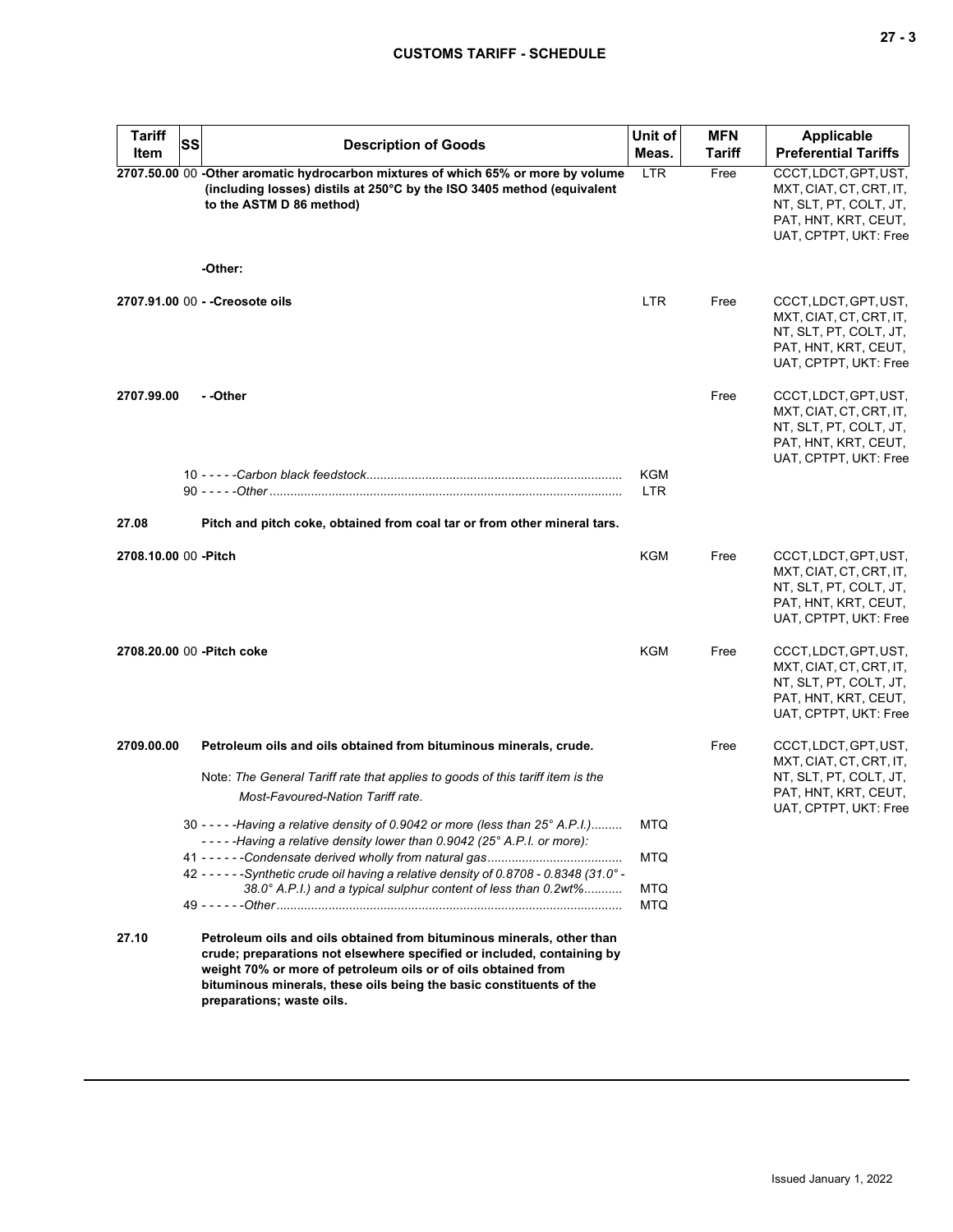| Tariff Item | SS | Description of Goods | Unit of Meas. | MFN Tariff | Applicable Preferential Tariffs |
|---|---|---|---|---|---|
| 2707.50.00 | 00 | **-Other aromatic hydrocarbon mixtures of which 65% or more by volume (including losses) distils at 250°C by the ISO 3405 method (equivalent to the ASTM D 86 method)** | LTR | Free | CCCT, LDCT, GPT, UST, MXT, CIAT, CT, CRT, IT, NT, SLT, PT, COLT, JT, PAT, HNT, KRT, CEUT, UAT, CPTPT, UKT: Free |
| | | **-Other:** | | | |
| 2707.91.00 | 00 | **- -Creosote oils** | LTR | Free | CCCT, LDCT, GPT, UST, MXT, CIAT, CT, CRT, IT, NT, SLT, PT, COLT, JT, PAT, HNT, KRT, CEUT, UAT, CPTPT, UKT: Free |
| 2707.99.00 | | **- -Other** | | Free | CCCT, LDCT, GPT, UST, MXT, CIAT, CT, CRT, IT, NT, SLT, PT, COLT, JT, PAT, HNT, KRT, CEUT, UAT, CPTPT, UKT: Free |
| | 10 | - - - - -*Carbon black feedstock* | KGM | | |
| | 90 | - - - - -*Other* | LTR | | |
| **27.08** | | **Pitch and pitch coke, obtained from coal tar or from other mineral tars.** | | | |
| 2708.10.00 | 00 | **-Pitch** | KGM | Free | CCCT, LDCT, GPT, UST, MXT, CIAT, CT, CRT, IT, NT, SLT, PT, COLT, JT, PAT, HNT, KRT, CEUT, UAT, CPTPT, UKT: Free |
| 2708.20.00 | 00 | **-Pitch coke** | KGM | Free | CCCT, LDCT, GPT, UST, MXT, CIAT, CT, CRT, IT, NT, SLT, PT, COLT, JT, PAT, HNT, KRT, CEUT, UAT, CPTPT, UKT: Free |
| 2709.00.00 | | **Petroleum oils and oils obtained from bituminous minerals, crude.** Note: *The General Tariff rate that applies to goods of this tariff item is the Most-Favoured-Nation Tariff rate.* | | Free | CCCT, LDCT, GPT, UST, MXT, CIAT, CT, CRT, IT, NT, SLT, PT, COLT, JT, PAT, HNT, KRT, CEUT, UAT, CPTPT, UKT: Free |
| | 30 | - - - - -*Having a relative density of 0.9042 or more (less than 25° A.P.I.)* | MTQ | | |
| | | - - - - -*Having a relative density lower than 0.9042 (25° A.P.I. or more):* | | | |
| | 41 | - - - - - -*Condensate derived wholly from natural gas* | MTQ | | |
| | 42 | - - - - - -*Synthetic crude oil having a relative density of 0.8708 - 0.8348 (31.0° - 38.0° A.P.I.) and a typical sulphur content of less than 0.2wt%* | MTQ | | |
| | 49 | - - - - - -*Other* | MTQ | | |
| **27.10** | | **Petroleum oils and oils obtained from bituminous minerals, other than crude; preparations not elsewhere specified or included, containing by weight 70% or more of petroleum oils or of oils obtained from bituminous minerals, these oils being the basic constituents of the preparations; waste oils.** | | | |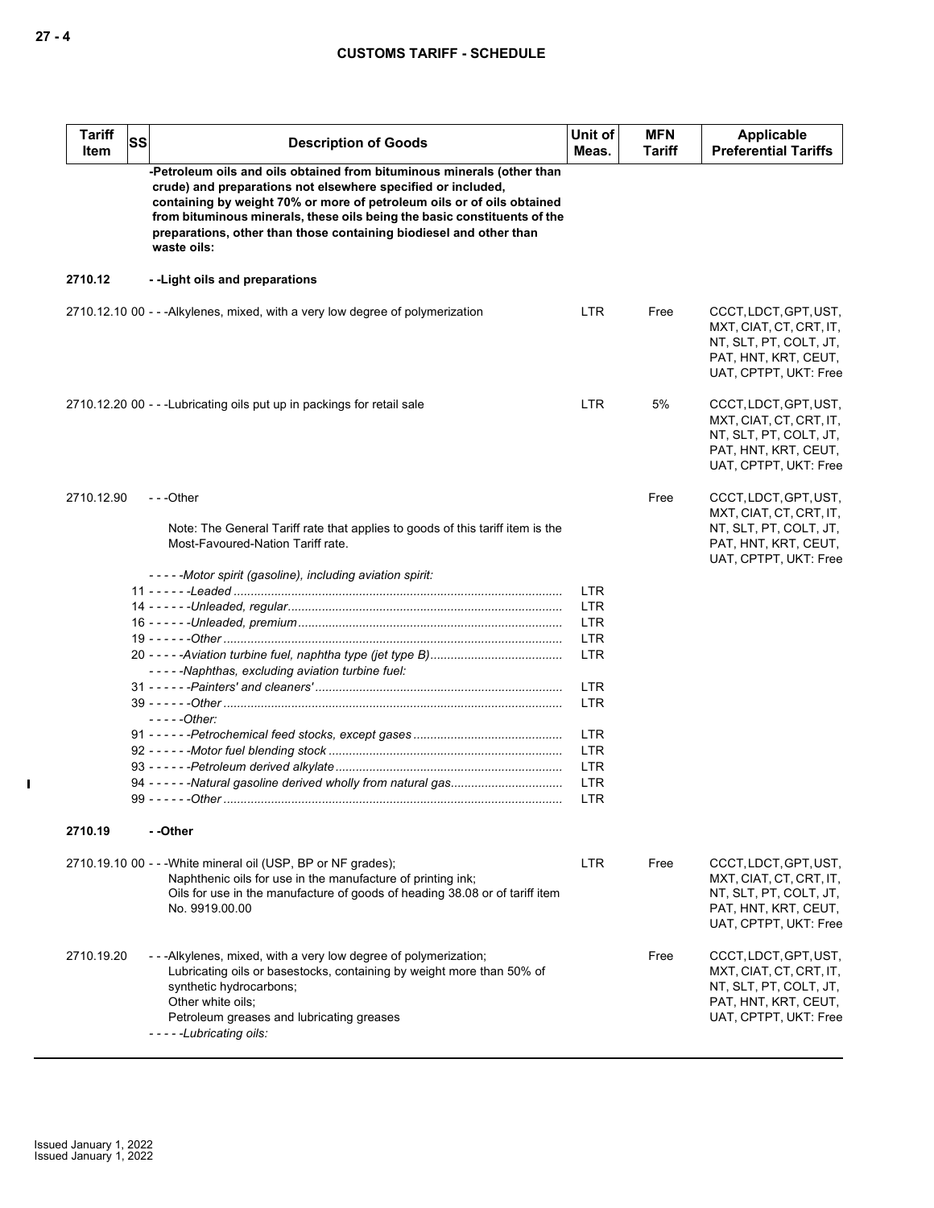| Tariff Item | SS | Description of Goods | Unit of Meas. | MFN Tariff | Applicable Preferential Tariffs |
|---|---|---|---|---|---|
| | | **-Petroleum oils and oils obtained from bituminous minerals (other than crude) and preparations not elsewhere specified or included, containing by weight 70% or more of petroleum oils or of oils obtained from bituminous minerals, these oils being the basic constituents of the preparations, other than those containing biodiesel and other than waste oils:** | | | |
| **2710.12** | | **- -Light oils and preparations** | | | |
| 2710.12.10 | 00 | - - -Alkylenes, mixed, with a very low degree of polymerization | LTR | Free | CCCT, LDCT, GPT, UST, MXT, CIAT, CT, CRT, IT, NT, SLT, PT, COLT, JT, PAT, HNT, KRT, CEUT, UAT, CPTPT, UKT: Free |
| 2710.12.20 | 00 | - - -Lubricating oils put up in packings for retail sale | LTR | 5% | CCCT, LDCT, GPT, UST, MXT, CIAT, CT, CRT, IT, NT, SLT, PT, COLT, JT, PAT, HNT, KRT, CEUT, UAT, CPTPT, UKT: Free |
| 2710.12.90 | | - - -Other<br><br>Note: The General Tariff rate that applies to goods of this tariff item is the Most-Favoured-Nation Tariff rate. | | Free | CCCT, LDCT, GPT, UST, MXT, CIAT, CT, CRT, IT, NT, SLT, PT, COLT, JT, PAT, HNT, KRT, CEUT, UAT, CPTPT, UKT: Free |
| | | - - - - -*Motor spirit (gasoline), including aviation spirit:* | | | |
| | 11 | - - - - - -*Leaded* | LTR | | |
| | 14 | - - - - - -*Unleaded, regular* | LTR | | |
| | 16 | - - - - - -*Unleaded, premium* | LTR | | |
| | 19 | - - - - - -*Other* | LTR | | |
| | 20 | - - - - -*Aviation turbine fuel, naphtha type (jet type B)* | LTR | | |
| | | - - - - -*Naphthas, excluding aviation turbine fuel:* | | | |
| | 31 | - - - - - -*Painters' and cleaners'* | LTR | | |
| | 39 | - - - - - -*Other* | LTR | | |
| | | - - - - -*Other:* | | | |
| | 91 | - - - - - -*Petrochemical feed stocks, except gases* | LTR | | |
| | 92 | - - - - - -*Motor fuel blending stock* | LTR | | |
| | 93 | - - - - - -*Petroleum derived alkylate* | LTR | | |
| | 94 | - - - - - -*Natural gasoline derived wholly from natural gas* | LTR | | |
| | 99 | - - - - - -*Other* | LTR | | |
| **2710.19** | | **- -Other** | | | |
| 2710.19.10 | 00 | - - -White mineral oil (USP, BP or NF grades);<br>Naphthenic oils for use in the manufacture of printing ink;<br>Oils for use in the manufacture of goods of heading 38.08 or of tariff item No. 9919.00.00 | LTR | Free | CCCT, LDCT, GPT, UST, MXT, CIAT, CT, CRT, IT, NT, SLT, PT, COLT, JT, PAT, HNT, KRT, CEUT, UAT, CPTPT, UKT: Free |
| 2710.19.20 | | - - -Alkylenes, mixed, with a very low degree of polymerization;<br>Lubricating oils or basestocks, containing by weight more than 50% of synthetic hydrocarbons;<br>Other white oils;<br>Petroleum greases and lubricating greases | | Free | CCCT, LDCT, GPT, UST, MXT, CIAT, CT, CRT, IT, NT, SLT, PT, COLT, JT, PAT, HNT, KRT, CEUT, UAT, CPTPT, UKT: Free |
| | | - - - - -*Lubricating oils:* | | | |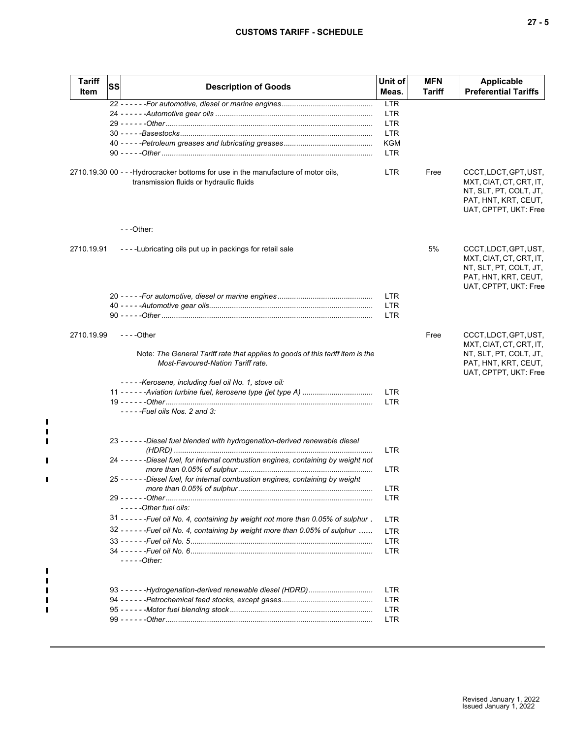| Tariff Item | SS | Description of Goods | Unit of Meas. | MFN Tariff | Applicable Preferential Tariffs |
|---|---|---|---|---|---|
| | | 22 - - - - - -*For automotive, diesel or marine engines* | LTR | | |
| | | 24 - - - - - -*Automotive gear oils* | LTR | | |
| | | 29 - - - - - -*Other* | LTR | | |
| | | 30 - - - - -*Basestocks* | LTR | | |
| | | 40 - - - - -*Petroleum greases and lubricating greases* | KGM | | |
| | | 90 - - - - -*Other* | LTR | | |
| 2710.19.30 | 00 | - - -Hydrocracker bottoms for use in the manufacture of motor oils, transmission fluids or hydraulic fluids | LTR | Free | CCCT, LDCT, GPT, UST, MXT, CIAT, CT, CRT, IT, NT, SLT, PT, COLT, JT, PAT, HNT, KRT, CEUT, UAT, CPTPT, UKT: Free |
| | | - - -Other: | | | |
| 2710.19.91 | | - - - -Lubricating oils put up in packings for retail sale | | 5% | CCCT, LDCT, GPT, UST, MXT, CIAT, CT, CRT, IT, NT, SLT, PT, COLT, JT, PAT, HNT, KRT, CEUT, UAT, CPTPT, UKT: Free |
| | | 20 - - - - -*For automotive, diesel or marine engines* | LTR | | |
| | | 40 - - - - -*Automotive gear oils* | LTR | | |
| | | 90 - - - - -*Other* | LTR | | |
| 2710.19.99 | | - - - -Other<br><br>Note: *The General Tariff rate that applies to goods of this tariff item is the Most-Favoured-Nation Tariff rate.* | | Free | CCCT, LDCT, GPT, UST, MXT, CIAT, CT, CRT, IT, NT, SLT, PT, COLT, JT, PAT, HNT, KRT, CEUT, UAT, CPTPT, UKT: Free |
| | | - - - - -*Kerosene, including fuel oil No. 1, stove oil:* | | | |
| | | 11 - - - - - -*Aviation turbine fuel, kerosene type (jet type A)* | LTR | | |
| | | 19 - - - - - -*Other* | LTR | | |
| | | - - - - -*Fuel oils Nos. 2 and 3:* | | | |
| | | 23 - - - - - -*Diesel fuel blended with hydrogenation-derived renewable diesel (HDRD)* | LTR | | |
| | | 24 - - - - - -*Diesel fuel, for internal combustion engines, containing by weight not more than 0.05% of sulphur* | LTR | | |
| | | 25 - - - - - -*Diesel fuel, for internal combustion engines, containing by weight more than 0.05% of sulphur* | LTR | | |
| | | 29 - - - - - -*Other* | LTR | | |
| | | - - - - -*Other fuel oils:* | | | |
| | | 31 - - - - - -*Fuel oil No. 4, containing by weight not more than 0.05% of sulphur* | LTR | | |
| | | 32 - - - - - -*Fuel oil No. 4, containing by weight more than 0.05% of sulphur* | LTR | | |
| | | 33 - - - - - -*Fuel oil No. 5* | LTR | | |
| | | 34 - - - - - -*Fuel oil No. 6* | LTR | | |
| | | - - - - -*Other:* | | | |
| | | 93 - - - - - -*Hydrogenation-derived renewable diesel (HDRD)* | LTR | | |
| | | 94 - - - - - -*Petrochemical feed stocks, except gases* | LTR | | |
| | | 95 - - - - - -*Motor fuel blending stock* | LTR | | |
| | | 99 - - - - - -*Other* | LTR | | |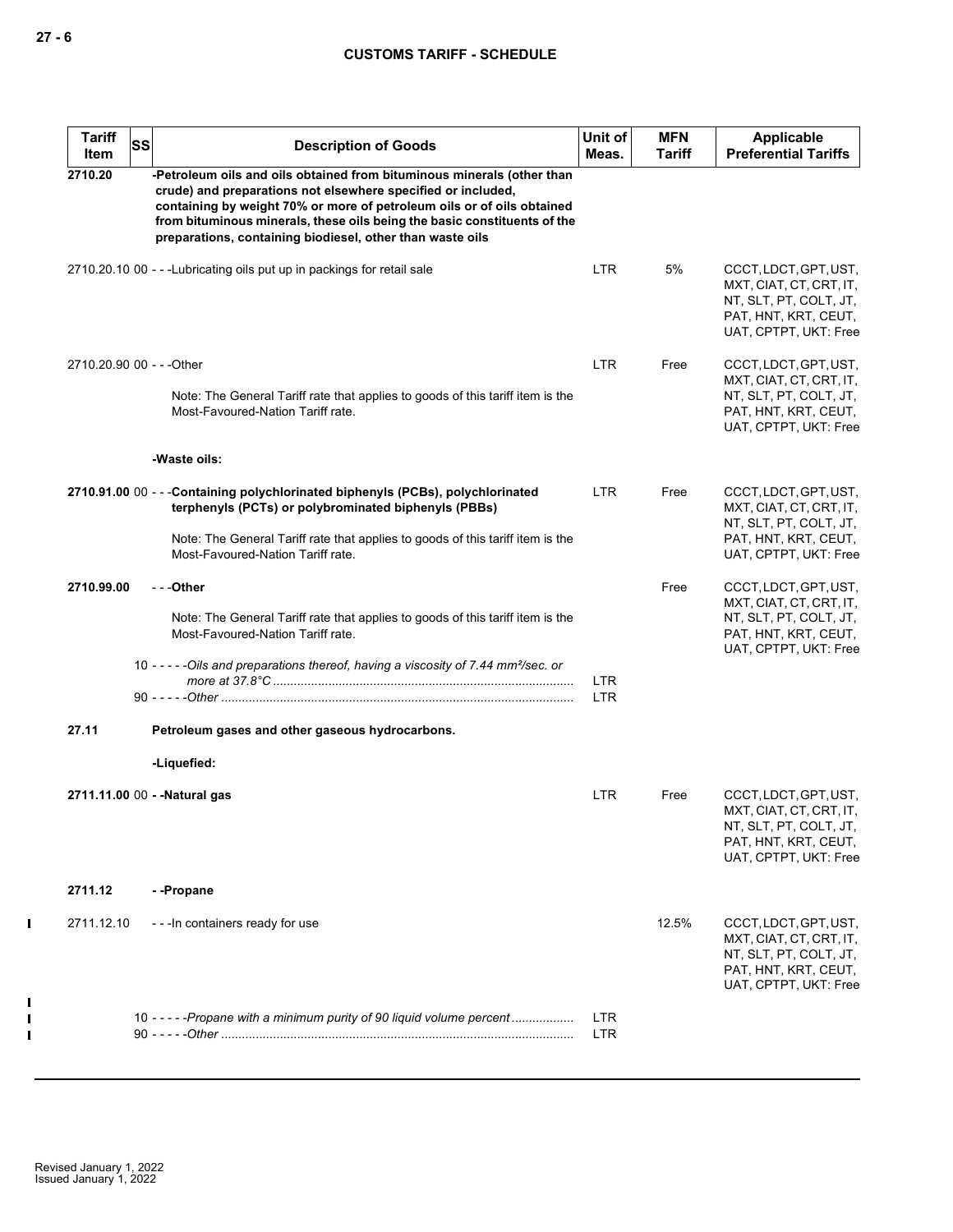| Tariff Item | SS | Description of Goods | Unit of Meas. | MFN Tariff | Applicable Preferential Tariffs |
|---|---|---|---|---|---|
| **2710.20** | | **-Petroleum oils and oils obtained from bituminous minerals (other than crude) and preparations not elsewhere specified or included, containing by weight 70% or more of petroleum oils or of oils obtained from bituminous minerals, these oils being the basic constituents of the preparations, containing biodiesel, other than waste oils** | | | |
| 2710.20.10 | 00 | - - -Lubricating oils put up in packings for retail sale | LTR | 5% | CCCT, LDCT, GPT, UST, MXT, CIAT, CT, CRT, IT, NT, SLT, PT, COLT, JT, PAT, HNT, KRT, CEUT, UAT, CPTPT, UKT: Free |
| 2710.20.90 | 00 | - - -Other<br><br>Note: The General Tariff rate that applies to goods of this tariff item is the Most-Favoured-Nation Tariff rate. | LTR | Free | CCCT, LDCT, GPT, UST, MXT, CIAT, CT, CRT, IT, NT, SLT, PT, COLT, JT, PAT, HNT, KRT, CEUT, UAT, CPTPT, UKT: Free |
| | | **-Waste oils:** | | | |
| **2710.91.00** | 00 | **- - -Containing polychlorinated biphenyls (PCBs), polychlorinated terphenyls (PCTs) or polybrominated biphenyls (PBBs)**<br><br>Note: The General Tariff rate that applies to goods of this tariff item is the Most-Favoured-Nation Tariff rate. | LTR | Free | CCCT, LDCT, GPT, UST, MXT, CIAT, CT, CRT, IT, NT, SLT, PT, COLT, JT, PAT, HNT, KRT, CEUT, UAT, CPTPT, UKT: Free |
| **2710.99.00** | | **- - -Other**<br><br>Note: The General Tariff rate that applies to goods of this tariff item is the Most-Favoured-Nation Tariff rate. | | Free | CCCT, LDCT, GPT, UST, MXT, CIAT, CT, CRT, IT, NT, SLT, PT, COLT, JT, PAT, HNT, KRT, CEUT, UAT, CPTPT, UKT: Free |
| | 10 | - - - - -*Oils and preparations thereof, having a viscosity of 7.44 mm²/sec. or more at 37.8°C* | LTR | | |
| | 90 | - - - - -*Other* | LTR | | |
| **27.11** | | **Petroleum gases and other gaseous hydrocarbons.** | | | |
| | | **-Liquefied:** | | | |
| **2711.11.00** | 00 | **- -Natural gas** | LTR | Free | CCCT, LDCT, GPT, UST, MXT, CIAT, CT, CRT, IT, NT, SLT, PT, COLT, JT, PAT, HNT, KRT, CEUT, UAT, CPTPT, UKT: Free |
| **2711.12** | | **- -Propane** | | | |
| 2711.12.10 | | - - -In containers ready for use | | 12.5% | CCCT, LDCT, GPT, UST, MXT, CIAT, CT, CRT, IT, NT, SLT, PT, COLT, JT, PAT, HNT, KRT, CEUT, UAT, CPTPT, UKT: Free |
| | 10 | - - - - -*Propane with a minimum purity of 90 liquid volume percent* | LTR | | |
| | 90 | - - - - -*Other* | LTR | | |

Revised January 1, 2022
Issued January 1, 2022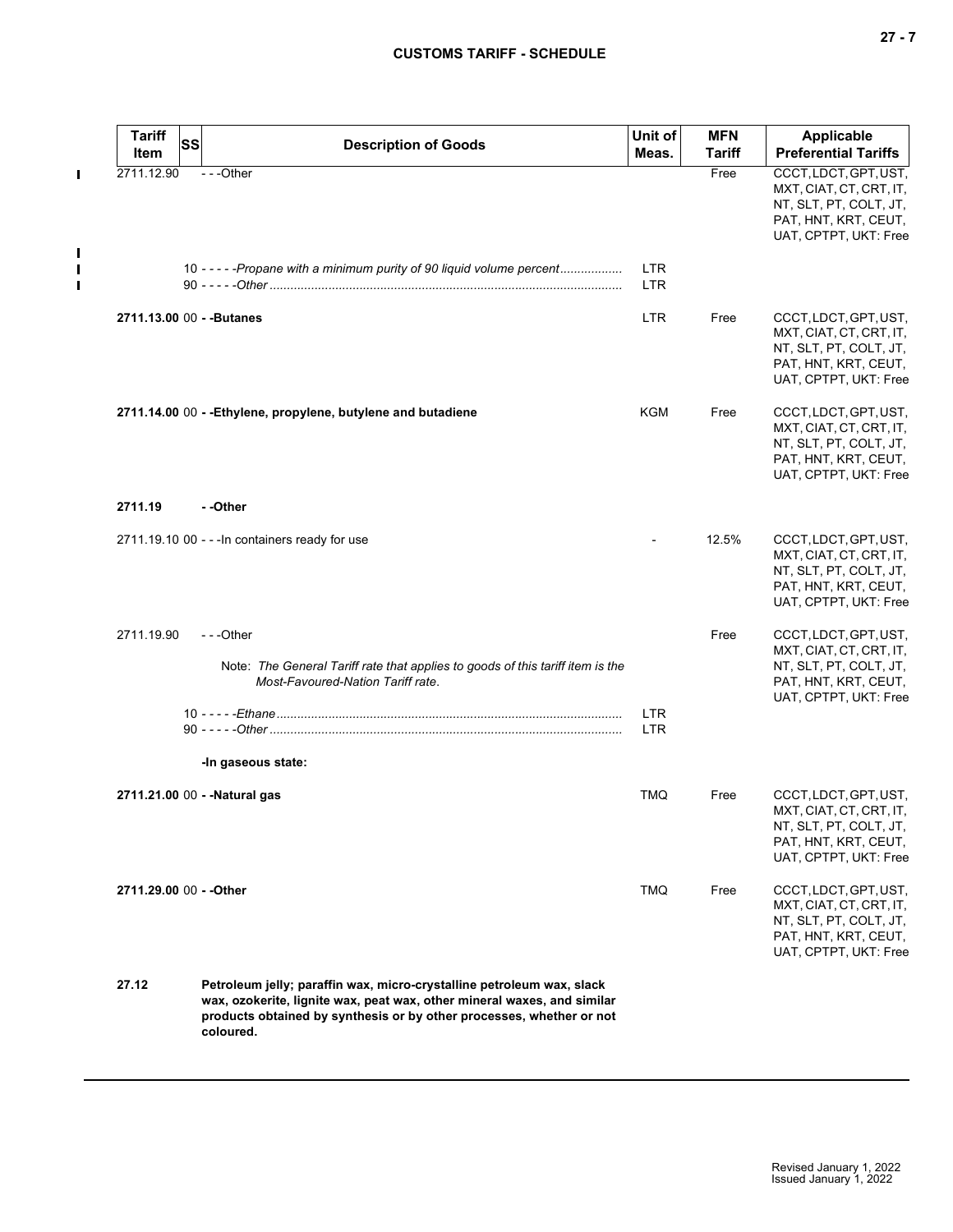| Tariff Item | SS | Description of Goods | Unit of Meas. | MFN Tariff | Applicable Preferential Tariffs |
|---|---|---|---|---|---|
| 2711.12.90 | | - - -Other | | Free | CCCT, LDCT, GPT, UST, MXT, CIAT, CT, CRT, IT, NT, SLT, PT, COLT, JT, PAT, HNT, KRT, CEUT, UAT, CPTPT, UKT: Free |
| | 10 | - - - - -*Propane with a minimum purity of 90 liquid volume percent* | LTR | | |
| | 90 | - - - - -*Other* | LTR | | |
| **2711.13.00** | 00 | **- -Butanes** | LTR | Free | CCCT, LDCT, GPT, UST, MXT, CIAT, CT, CRT, IT, NT, SLT, PT, COLT, JT, PAT, HNT, KRT, CEUT, UAT, CPTPT, UKT: Free |
| **2711.14.00** | 00 | **- -Ethylene, propylene, butylene and butadiene** | KGM | Free | CCCT, LDCT, GPT, UST, MXT, CIAT, CT, CRT, IT, NT, SLT, PT, COLT, JT, PAT, HNT, KRT, CEUT, UAT, CPTPT, UKT: Free |
| **2711.19** | | **- -Other** | | | |
| 2711.19.10 | 00 | - - -In containers ready for use | - | 12.5% | CCCT, LDCT, GPT, UST, MXT, CIAT, CT, CRT, IT, NT, SLT, PT, COLT, JT, PAT, HNT, KRT, CEUT, UAT, CPTPT, UKT: Free |
| 2711.19.90 | | - - -Other<br><br>Note: *The General Tariff rate that applies to goods of this tariff item is the Most-Favoured-Nation Tariff rate.* | | Free | CCCT, LDCT, GPT, UST, MXT, CIAT, CT, CRT, IT, NT, SLT, PT, COLT, JT, PAT, HNT, KRT, CEUT, UAT, CPTPT, UKT: Free |
| | 10 | - - - - -*Ethane* | LTR | | |
| | 90 | - - - - -*Other* | LTR | | |
| | | **-In gaseous state:** | | | |
| **2711.21.00** | 00 | **- -Natural gas** | TMQ | Free | CCCT, LDCT, GPT, UST, MXT, CIAT, CT, CRT, IT, NT, SLT, PT, COLT, JT, PAT, HNT, KRT, CEUT, UAT, CPTPT, UKT: Free |
| **2711.29.00** | 00 | **- -Other** | TMQ | Free | CCCT, LDCT, GPT, UST, MXT, CIAT, CT, CRT, IT, NT, SLT, PT, COLT, JT, PAT, HNT, KRT, CEUT, UAT, CPTPT, UKT: Free |
| **27.12** | | **Petroleum jelly; paraffin wax, micro-crystalline petroleum wax, slack wax, ozokerite, lignite wax, peat wax, other mineral waxes, and similar products obtained by synthesis or by other processes, whether or not coloured.** | | | |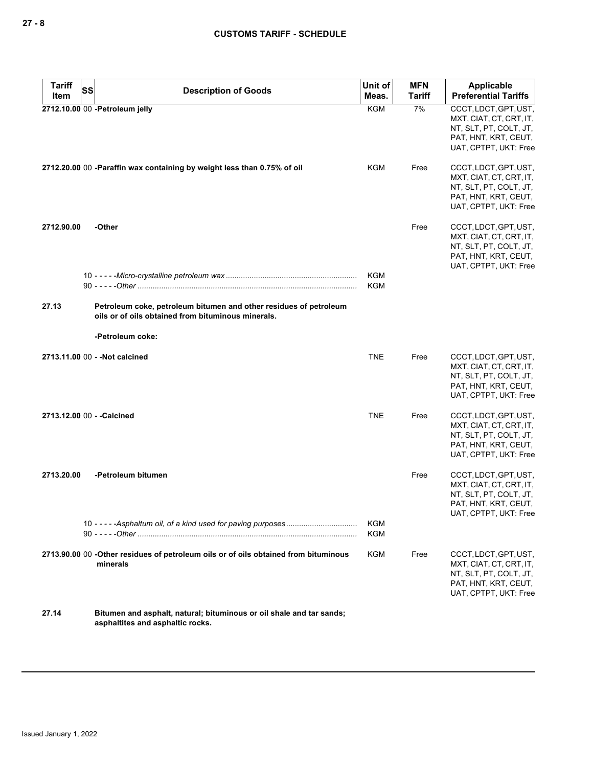| Tariff Item | SS | Description of Goods | Unit of Meas. | MFN Tariff | Applicable Preferential Tariffs |
|---|---|---|---|---|---|
| 2712.10.00 | 00 | **-Petroleum jelly** | KGM | 7% | CCCT, LDCT, GPT, UST, MXT, CIAT, CT, CRT, IT, NT, SLT, PT, COLT, JT, PAT, HNT, KRT, CEUT, UAT, CPTPT, UKT: Free |
| 2712.20.00 | 00 | **-Paraffin wax containing by weight less than 0.75% of oil** | KGM | Free | CCCT, LDCT, GPT, UST, MXT, CIAT, CT, CRT, IT, NT, SLT, PT, COLT, JT, PAT, HNT, KRT, CEUT, UAT, CPTPT, UKT: Free |
| 2712.90.00 | | **-Other** | | Free | CCCT, LDCT, GPT, UST, MXT, CIAT, CT, CRT, IT, NT, SLT, PT, COLT, JT, PAT, HNT, KRT, CEUT, UAT, CPTPT, UKT: Free |
| | 10 | - - - - -*Micro-crystalline petroleum wax* | KGM | | |
| | 90 | - - - - -*Other* | KGM | | |
| 27.13 | | **Petroleum coke, petroleum bitumen and other residues of petroleum oils or of oils obtained from bituminous minerals.** | | | |
| | | **-Petroleum coke:** | | | |
| 2713.11.00 | 00 | **- -Not calcined** | TNE | Free | CCCT, LDCT, GPT, UST, MXT, CIAT, CT, CRT, IT, NT, SLT, PT, COLT, JT, PAT, HNT, KRT, CEUT, UAT, CPTPT, UKT: Free |
| 2713.12.00 | 00 | **- -Calcined** | TNE | Free | CCCT, LDCT, GPT, UST, MXT, CIAT, CT, CRT, IT, NT, SLT, PT, COLT, JT, PAT, HNT, KRT, CEUT, UAT, CPTPT, UKT: Free |
| 2713.20.00 | | **-Petroleum bitumen** | | Free | CCCT, LDCT, GPT, UST, MXT, CIAT, CT, CRT, IT, NT, SLT, PT, COLT, JT, PAT, HNT, KRT, CEUT, UAT, CPTPT, UKT: Free |
| | 10 | - - - - -*Asphaltum oil, of a kind used for paving purposes* | KGM | | |
| | 90 | - - - - -*Other* | KGM | | |
| 2713.90.00 | 00 | **-Other residues of petroleum oils or of oils obtained from bituminous minerals** | KGM | Free | CCCT, LDCT, GPT, UST, MXT, CIAT, CT, CRT, IT, NT, SLT, PT, COLT, JT, PAT, HNT, KRT, CEUT, UAT, CPTPT, UKT: Free |
| 27.14 | | **Bitumen and asphalt, natural; bituminous or oil shale and tar sands; asphaltites and asphaltic rocks.** | | | |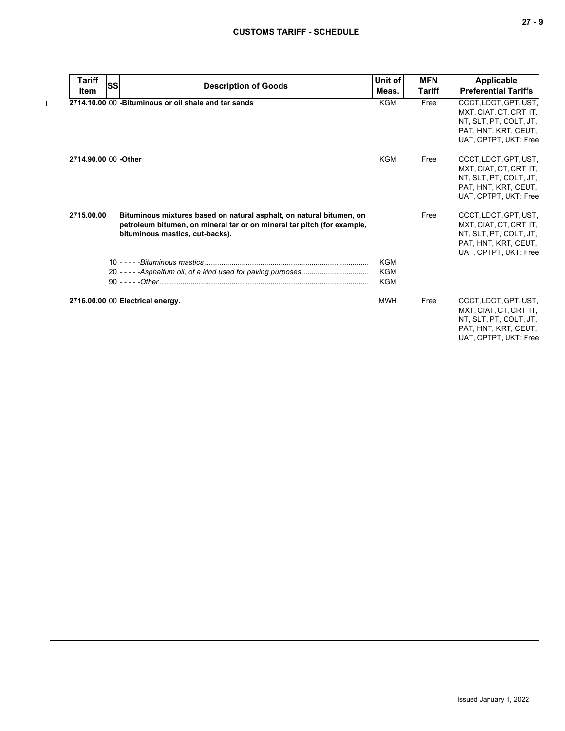| Tariff Item | SS | Description of Goods | Unit of Meas. | MFN Tariff | Applicable Preferential Tariffs |
|---|---|---|---|---|---|
| 2714.10.00 | 00 | **-Bituminous or oil shale and tar sands** | KGM | Free | CCCT, LDCT, GPT, UST, MXT, CIAT, CT, CRT, IT, NT, SLT, PT, COLT, JT, PAT, HNT, KRT, CEUT, UAT, CPTPT, UKT: Free |
| 2714.90.00 | 00 | **-Other** | KGM | Free | CCCT, LDCT, GPT, UST, MXT, CIAT, CT, CRT, IT, NT, SLT, PT, COLT, JT, PAT, HNT, KRT, CEUT, UAT, CPTPT, UKT: Free |
| 2715.00.00 | | **Bituminous mixtures based on natural asphalt, on natural bitumen, on petroleum bitumen, on mineral tar or on mineral tar pitch (for example, bituminous mastics, cut-backs).** | | Free | CCCT, LDCT, GPT, UST, MXT, CIAT, CT, CRT, IT, NT, SLT, PT, COLT, JT, PAT, HNT, KRT, CEUT, UAT, CPTPT, UKT: Free |
| | 10 | - - - - -*Bituminous mastics* | KGM | | |
| | 20 | - - - - -*Asphaltum oil, of a kind used for paving purposes* | KGM | | |
| | 90 | - - - - -*Other* | KGM | | |
| 2716.00.00 | 00 | **Electrical energy.** | MWH | Free | CCCT, LDCT, GPT, UST, MXT, CIAT, CT, CRT, IT, NT, SLT, PT, COLT, JT, PAT, HNT, KRT, CEUT, UAT, CPTPT, UKT: Free |